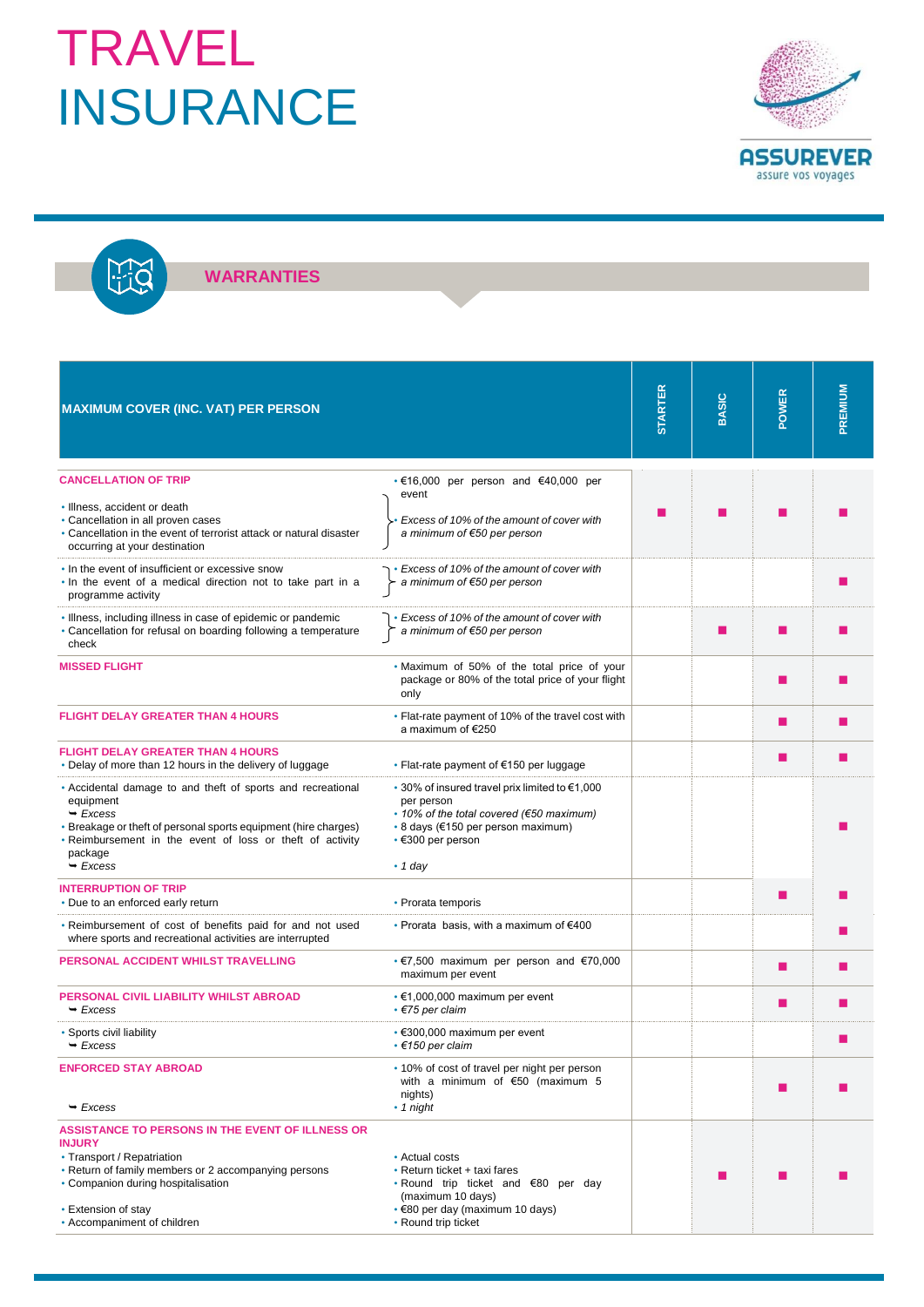# TRAVEL INSURANCE

ASSUREVER
assure vos voyages

## WARRANTIES

| MAXIMUM COVER (INC. VAT) PER PERSON | | STARTER | BASIC | POWER | PREMIUM |
|---|---|---|---|---|---|
| **CANCELLATION OF TRIP**<br>• Illness, accident or death<br>• Cancellation in all proven cases<br>• Cancellation in the event of terrorist attack or natural disaster occurring at your destination | • €16,000 per person and €40,000 per event<br>• *Excess of 10% of the amount of cover with a minimum of €50 per person* | ■ | ■ | ■ | ■ |
| • In the event of insufficient or excessive snow<br>• In the event of a medical direction not to take part in a programme activity | • *Excess of 10% of the amount of cover with a minimum of €50 per person* | | | | ■ |
| • Illness, including illness in case of epidemic or pandemic<br>• Cancellation for refusal on boarding following a temperature check | • *Excess of 10% of the amount of cover with a minimum of €50 per person* | | ■ | ■ | ■ |
| **MISSED FLIGHT** | • Maximum of 50% of the total price of your package or 80% of the total price of your flight only | | | ■ | ■ |
| **FLIGHT DELAY GREATER THAN 4 HOURS** | • Flat-rate payment of 10% of the travel cost with a maximum of €250 | | | ■ | ■ |
| **FLIGHT DELAY GREATER THAN 4 HOURS**<br>• Delay of more than 12 hours in the delivery of luggage | • Flat-rate payment of €150 per luggage | | | ■ | ■ |
| • Accidental damage to and theft of sports and recreational equipment<br>➥ *Excess*<br>• Breakage or theft of personal sports equipment (hire charges)<br>• Reimbursement in the event of loss or theft of activity package<br>➥ *Excess* | • 30% of insured travel prix limited to €1,000 per person<br>• *10% of the total covered (€50 maximum)*<br>• 8 days (€150 per person maximum)<br>• €300 per person<br>• *1 day* | | | | ■ |
| **INTERRUPTION OF TRIP**<br>• Due to an enforced early return | • Prorata temporis | | | ■ | ■ |
| • Reimbursement of cost of benefits paid for and not used where sports and recreational activities are interrupted | • Prorata basis, with a maximum of €400 | | | | ■ |
| **PERSONAL ACCIDENT WHILST TRAVELLING** | • €7,500 maximum per person and €70,000 maximum per event | | | ■ | ■ |
| **PERSONAL CIVIL LIABILITY WHILST ABROAD**<br>➥ *Excess* | • €1,000,000 maximum per event<br>• *€75 per claim* | | | ■ | ■ |
| • Sports civil liability<br>➥ *Excess* | • €300,000 maximum per event<br>• *€150 per claim* | | | | ■ |
| **ENFORCED STAY ABROAD**<br>➥ *Excess* | • 10% of cost of travel per night per person with a minimum of €50 (maximum 5 nights)<br>• *1 night* | | | ■ | ■ |
| **ASSISTANCE TO PERSONS IN THE EVENT OF ILLNESS OR INJURY**<br>• Transport / Repatriation<br>• Return of family members or 2 accompanying persons<br>• Companion during hospitalisation<br>• Extension of stay<br>• Accompaniment of children | • Actual costs<br>• Return ticket + taxi fares<br>• Round trip ticket and €80 per day (maximum 10 days)<br>• €80 per day (maximum 10 days)<br>• Round trip ticket | | ■ | ■ | ■ |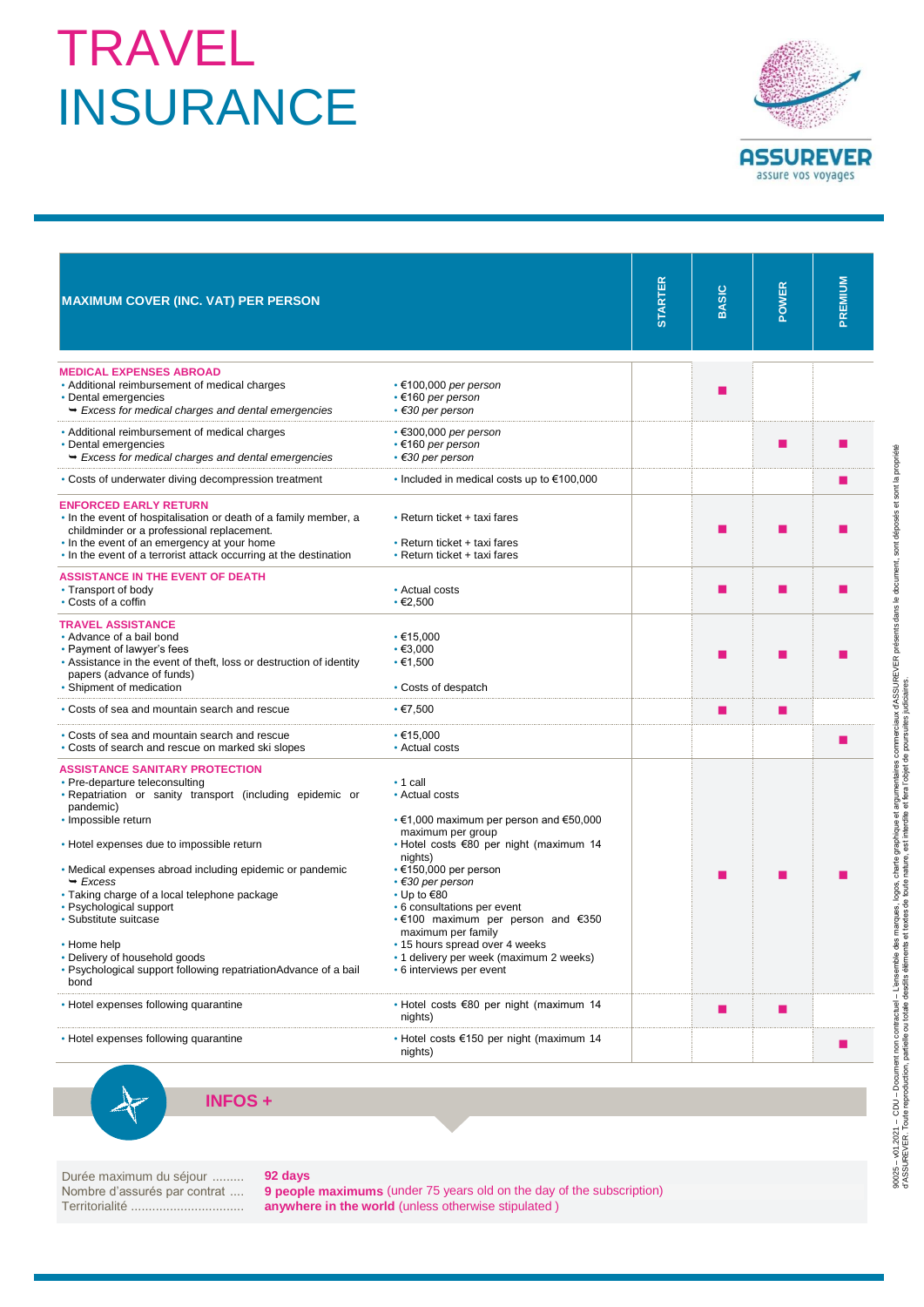# TRAVEL INSURANCE

ASSUREVER
assure vos voyages

| MAXIMUM COVER (INC. VAT) PER PERSON | | STARTER | BASIC | POWER | PREMIUM |
|---|---|---|---|---|---|
| **MEDICAL EXPENSES ABROAD**<br>• Additional reimbursement of medical charges<br>• Dental emergencies<br>➥ *Excess for medical charges and dental emergencies* | • €100,000 *per person*<br>• €160 *per person*<br>• *€30 per person* | | ■ | | |
| • Additional reimbursement of medical charges<br>• Dental emergencies<br>➥ *Excess for medical charges and dental emergencies* | • €300,000 *per person*<br>• €160 *per person*<br>• *€30 per person* | | | ■ | ■ |
| • Costs of underwater diving decompression treatment | • Included in medical costs up to €100,000 | | | | ■ |
| **ENFORCED EARLY RETURN**<br>• In the event of hospitalisation or death of a family member, a childminder or a professional replacement.<br>• In the event of an emergency at your home<br>• In the event of a terrorist attack occurring at the destination | • Return ticket + taxi fares<br><br>• Return ticket + taxi fares<br>• Return ticket + taxi fares | | ■ | ■ | ■ |
| **ASSISTANCE IN THE EVENT OF DEATH**<br>• Transport of body<br>• Costs of a coffin | • Actual costs<br>• €2,500 | | ■ | ■ | ■ |
| **TRAVEL ASSISTANCE**<br>• Advance of a bail bond<br>• Payment of lawyer's fees<br>• Assistance in the event of theft, loss or destruction of identity papers (advance of funds)<br>• Shipment of medication | • €15,000<br>• €3,000<br>• €1,500<br><br>• Costs of despatch | | ■ | ■ | ■ |
| • Costs of sea and mountain search and rescue | • €7,500 | | ■ | ■ | |
| • Costs of sea and mountain search and rescue<br>• Costs of search and rescue on marked ski slopes | • €15,000<br>• Actual costs | | | | ■ |
| **ASSISTANCE SANITARY PROTECTION**<br>• Pre-departure teleconsulting<br>• Repatriation or sanity transport (including epidemic or pandemic)<br>• Impossible return<br>• Hotel expenses due to impossible return<br>• Medical expenses abroad including epidemic or pandemic<br>➥ *Excess*<br>• Taking charge of a local telephone package<br>• Psychological support<br>• Substitute suitcase<br>• Home help<br>• Delivery of household goods<br>• Psychological support following repatriationAdvance of a bail bond | • 1 call<br>• Actual costs<br><br>• €1,000 maximum per person and €50,000 maximum per group<br>• Hotel costs €80 per night (maximum 14 nights)<br>• €150,000 per person<br>• *€30 per person*<br>• Up to €80<br>• 6 consultations per event<br>• €100 maximum per person and €350 maximum per family<br>• 15 hours spread over 4 weeks<br>• 1 delivery per week (maximum 2 weeks)<br>• 6 interviews per event | | ■ | ■ | ■ |
| • Hotel expenses following quarantine | • Hotel costs €80 per night (maximum 14 nights) | | ■ | ■ | |
| • Hotel expenses following quarantine | • Hotel costs €150 per night (maximum 14 nights) | | | | ■ |

## INFOS +

Durée maximum du séjour ......... **92 days**
Nombre d'assurés par contrat .... **9 people maximums** (under 75 years old on the day of the subscription)
Territorialité ................................ **anywhere in the world** (unless otherwise stipulated )

90025 – v01.2021 – CDU – Document non contractuel – L'ensemble des marques, logos, charte graphique et argumentaires commerciaux d'ASSUREVER présents dans le document, sont déposés et sont la propriété d'ASSUREVER. Toute reproduction, partielle ou totale desdits éléments et textes de toute nature, est interdite et fera l'objet de poursuites judiciaires.